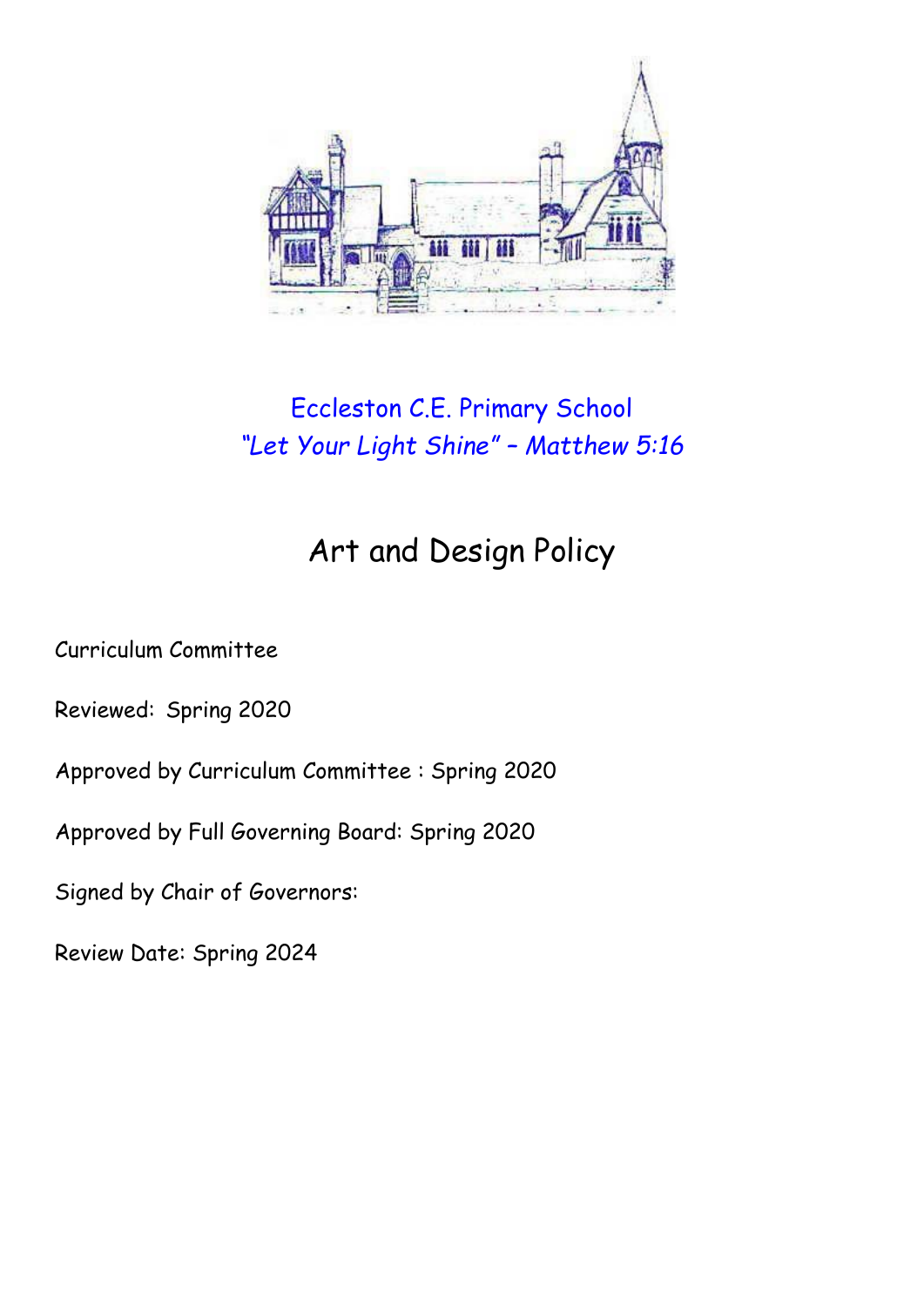Eccleston C.E. Primary School

*"Let Your Light Shine" – Matthew 5:16*

# Art and Design Policy

Curriculum Committee

Reviewed: Spring 2020

Approved by Curriculum Committee : Spring 2020

Approved by Full Governing Board: Spring 2020

Signed by Chair of Governors:

Review Date: Spring 2024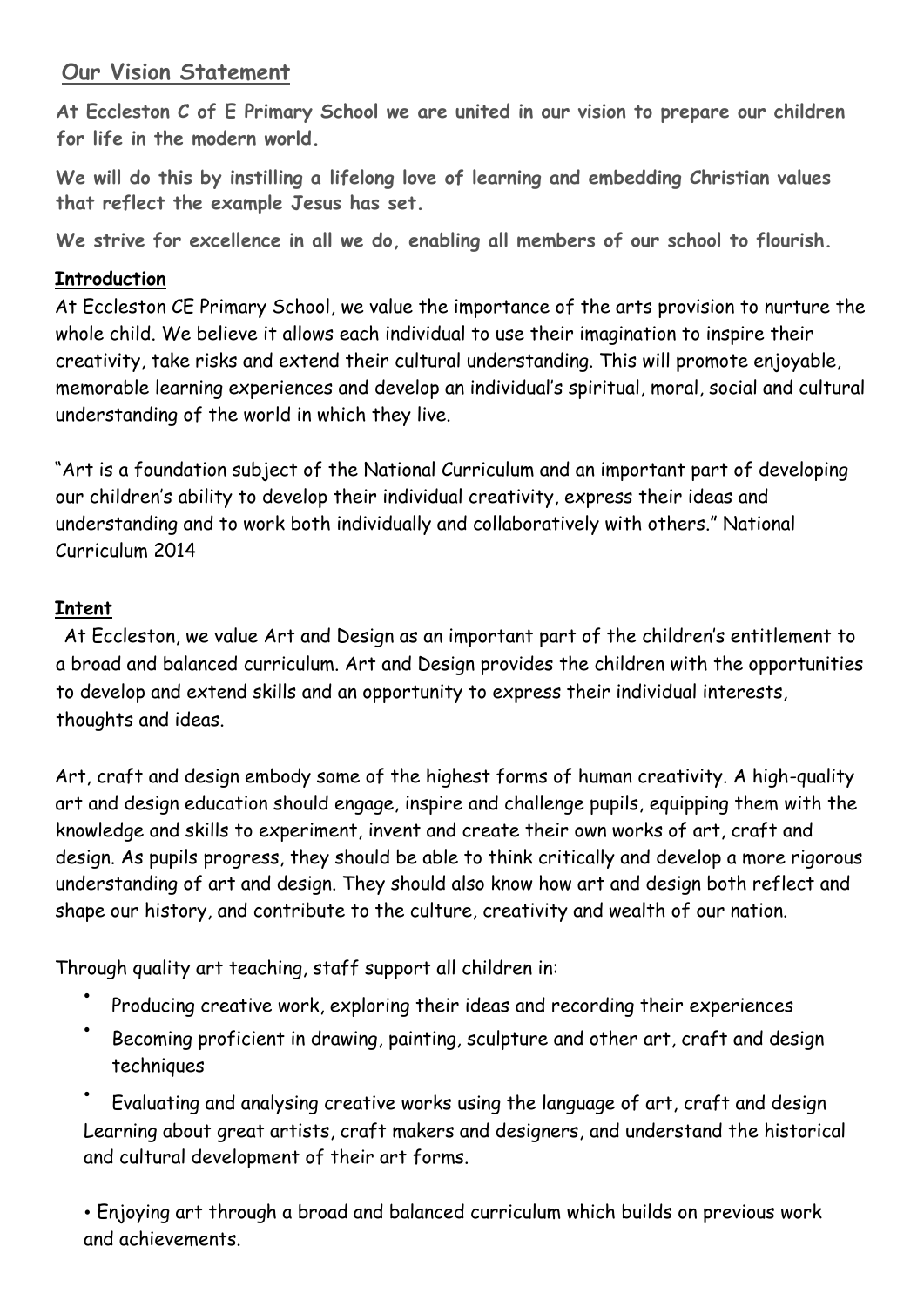## Our Vision Statement

**At Eccleston C of E Primary School we are united in our vision to prepare our children for life in the modern world.**

**We will do this by instilling a lifelong love of learning and embedding Christian values that reflect the example Jesus has set.**

**We strive for excellence in all we do, enabling all members of our school to flourish.**

### Introduction

At Eccleston CE Primary School, we value the importance of the arts provision to nurture the whole child. We believe it allows each individual to use their imagination to inspire their creativity, take risks and extend their cultural understanding. This will promote enjoyable, memorable learning experiences and develop an individual's spiritual, moral, social and cultural understanding of the world in which they live.

"Art is a foundation subject of the National Curriculum and an important part of developing our children's ability to develop their individual creativity, express their ideas and understanding and to work both individually and collaboratively with others." National Curriculum 2014

### Intent

At Eccleston, we value Art and Design as an important part of the children's entitlement to a broad and balanced curriculum. Art and Design provides the children with the opportunities to develop and extend skills and an opportunity to express their individual interests, thoughts and ideas.

Art, craft and design embody some of the highest forms of human creativity. A high-quality art and design education should engage, inspire and challenge pupils, equipping them with the knowledge and skills to experiment, invent and create their own works of art, craft and design. As pupils progress, they should be able to think critically and develop a more rigorous understanding of art and design. They should also know how art and design both reflect and shape our history, and contribute to the culture, creativity and wealth of our nation.

Through quality art teaching, staff support all children in:

- Producing creative work, exploring their ideas and recording their experiences
- Becoming proficient in drawing, painting, sculpture and other art, craft and design techniques
- Evaluating and analysing creative works using the language of art, craft and design Learning about great artists, craft makers and designers, and understand the historical and cultural development of their art forms.

- Enjoying art through a broad and balanced curriculum which builds on previous work and achievements.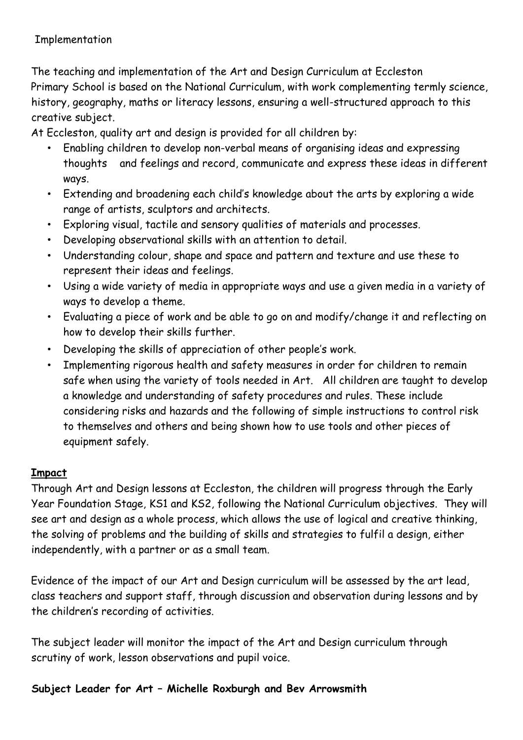Implementation

The teaching and implementation of the Art and Design Curriculum at Eccleston Primary School is based on the National Curriculum, with work complementing termly science, history, geography, maths or literacy lessons, ensuring a well-structured approach to this creative subject.

At Eccleston, quality art and design is provided for all children by:

- Enabling children to develop non-verbal means of organising ideas and expressing thoughts and feelings and record, communicate and express these ideas in different ways.
- Extending and broadening each child's knowledge about the arts by exploring a wide range of artists, sculptors and architects.
- Exploring visual, tactile and sensory qualities of materials and processes.
- Developing observational skills with an attention to detail.
- Understanding colour, shape and space and pattern and texture and use these to represent their ideas and feelings.
- Using a wide variety of media in appropriate ways and use a given media in a variety of ways to develop a theme.
- Evaluating a piece of work and be able to go on and modify/change it and reflecting on how to develop their skills further.
- Developing the skills of appreciation of other people's work.
- Implementing rigorous health and safety measures in order for children to remain safe when using the variety of tools needed in Art. All children are taught to develop a knowledge and understanding of safety procedures and rules. These include considering risks and hazards and the following of simple instructions to control risk to themselves and others and being shown how to use tools and other pieces of equipment safely.

**Impact**

Through Art and Design lessons at Eccleston, the children will progress through the Early Year Foundation Stage, KS1 and KS2, following the National Curriculum objectives. They will see art and design as a whole process, which allows the use of logical and creative thinking, the solving of problems and the building of skills and strategies to fulfil a design, either independently, with a partner or as a small team.

Evidence of the impact of our Art and Design curriculum will be assessed by the art lead, class teachers and support staff, through discussion and observation during lessons and by the children's recording of activities.

The subject leader will monitor the impact of the Art and Design curriculum through scrutiny of work, lesson observations and pupil voice.

**Subject Leader for Art – Michelle Roxburgh and Bev Arrowsmith**